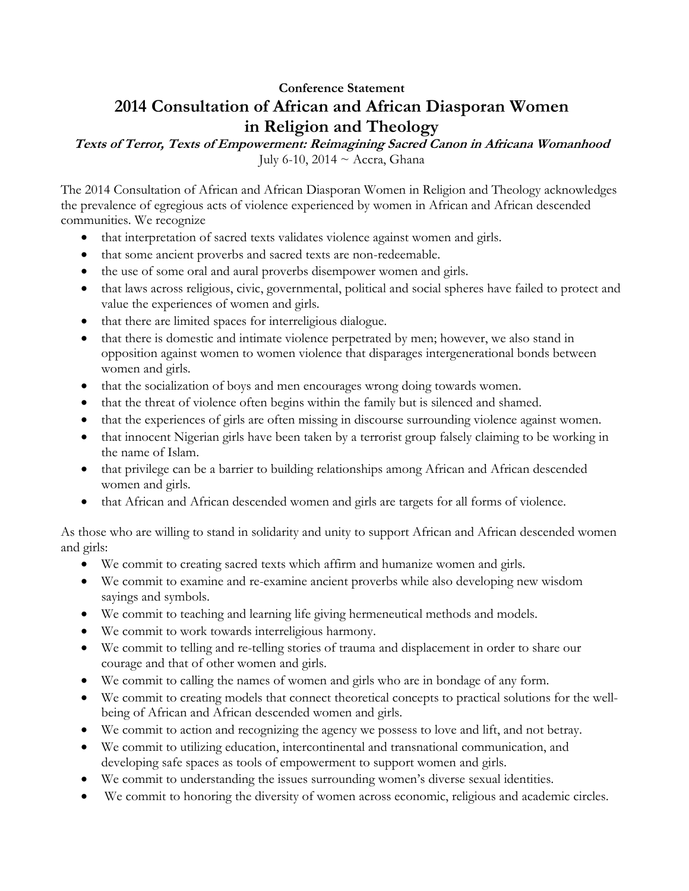**Conference Statement**

# 2014 Consultation of African and African Diasporan Women in Religion and Theology

***Texts of Terror, Texts of Empowerment: Reimagining Sacred Canon in Africana Womanhood***

July 6-10, 2014 ~ Accra, Ghana

The 2014 Consultation of African and African Diasporan Women in Religion and Theology acknowledges the prevalence of egregious acts of violence experienced by women in African and African descended communities. We recognize

- that interpretation of sacred texts validates violence against women and girls.
- that some ancient proverbs and sacred texts are non-redeemable.
- the use of some oral and aural proverbs disempower women and girls.
- that laws across religious, civic, governmental, political and social spheres have failed to protect and value the experiences of women and girls.
- that there are limited spaces for interreligious dialogue.
- that there is domestic and intimate violence perpetrated by men; however, we also stand in opposition against women to women violence that disparages intergenerational bonds between women and girls.
- that the socialization of boys and men encourages wrong doing towards women.
- that the threat of violence often begins within the family but is silenced and shamed.
- that the experiences of girls are often missing in discourse surrounding violence against women.
- that innocent Nigerian girls have been taken by a terrorist group falsely claiming to be working in the name of Islam.
- that privilege can be a barrier to building relationships among African and African descended women and girls.
- that African and African descended women and girls are targets for all forms of violence.

As those who are willing to stand in solidarity and unity to support African and African descended women and girls:

- We commit to creating sacred texts which affirm and humanize women and girls.
- We commit to examine and re-examine ancient proverbs while also developing new wisdom sayings and symbols.
- We commit to teaching and learning life giving hermeneutical methods and models.
- We commit to work towards interreligious harmony.
- We commit to telling and re-telling stories of trauma and displacement in order to share our courage and that of other women and girls.
- We commit to calling the names of women and girls who are in bondage of any form.
- We commit to creating models that connect theoretical concepts to practical solutions for the well-being of African and African descended women and girls.
- We commit to action and recognizing the agency we possess to love and lift, and not betray.
- We commit to utilizing education, intercontinental and transnational communication, and developing safe spaces as tools of empowerment to support women and girls.
- We commit to understanding the issues surrounding women's diverse sexual identities.
- We commit to honoring the diversity of women across economic, religious and academic circles.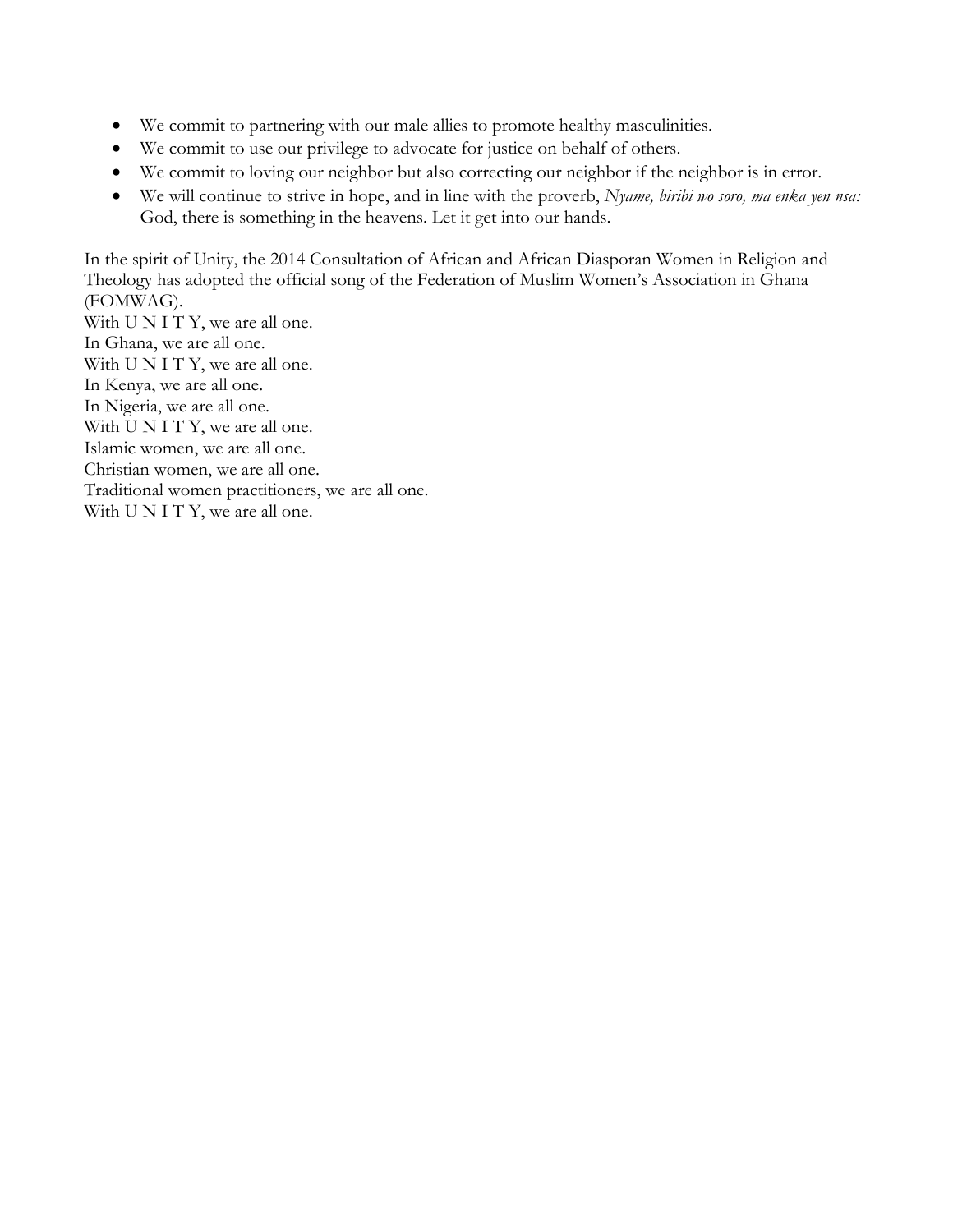- We commit to partnering with our male allies to promote healthy masculinities.
- We commit to use our privilege to advocate for justice on behalf of others.
- We commit to loving our neighbor but also correcting our neighbor if the neighbor is in error.
- We will continue to strive in hope, and in line with the proverb, *Nyame, biribi wo soro, ma enka yen nsa:* God, there is something in the heavens. Let it get into our hands.

In the spirit of Unity, the 2014 Consultation of African and African Diasporan Women in Religion and Theology has adopted the official song of the Federation of Muslim Women's Association in Ghana (FOMWAG).

With U N I T Y, we are all one.
In Ghana, we are all one.
With U N I T Y, we are all one.
In Kenya, we are all one.
In Nigeria, we are all one.
With U N I T Y, we are all one.
Islamic women, we are all one.
Christian women, we are all one.
Traditional women practitioners, we are all one.
With U N I T Y, we are all one.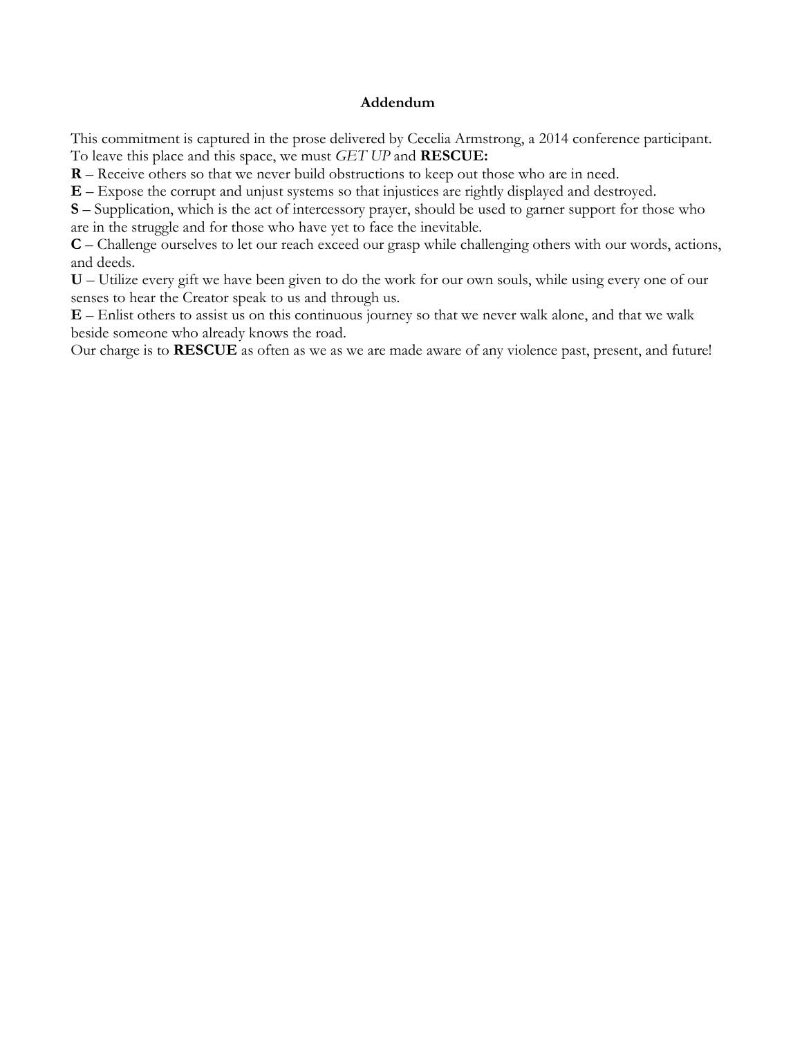## Addendum

This commitment is captured in the prose delivered by Cecelia Armstrong, a 2014 conference participant. To leave this place and this space, we must *GET UP* and **RESCUE:**

**R** – Receive others so that we never build obstructions to keep out those who are in need.

**E** – Expose the corrupt and unjust systems so that injustices are rightly displayed and destroyed.

**S** – Supplication, which is the act of intercessory prayer, should be used to garner support for those who are in the struggle and for those who have yet to face the inevitable.

**C** – Challenge ourselves to let our reach exceed our grasp while challenging others with our words, actions, and deeds.

**U** – Utilize every gift we have been given to do the work for our own souls, while using every one of our senses to hear the Creator speak to us and through us.

**E** – Enlist others to assist us on this continuous journey so that we never walk alone, and that we walk beside someone who already knows the road.

Our charge is to **RESCUE** as often as we as we are made aware of any violence past, present, and future!